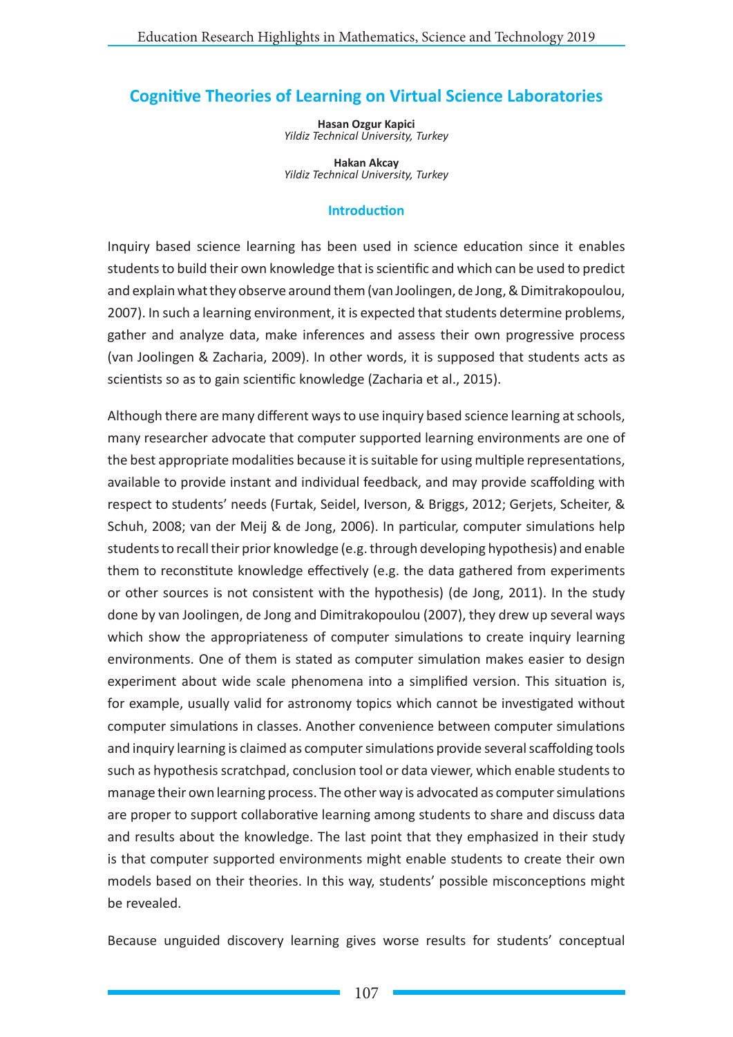# Cognitive Theories of Learning on Virtual Science Laboratories

**Hasan Ozgur Kapici**
*Yildiz Technical University, Turkey*

**Hakan Akcay**
*Yildiz Technical University, Turkey*

## Introduction

Inquiry based science learning has been used in science education since it enables students to build their own knowledge that is scientific and which can be used to predict and explain what they observe around them (van Joolingen, de Jong, & Dimitrakopoulou, 2007). In such a learning environment, it is expected that students determine problems, gather and analyze data, make inferences and assess their own progressive process (van Joolingen & Zacharia, 2009). In other words, it is supposed that students acts as scientists so as to gain scientific knowledge (Zacharia et al., 2015).

Although there are many different ways to use inquiry based science learning at schools, many researcher advocate that computer supported learning environments are one of the best appropriate modalities because it is suitable for using multiple representations, available to provide instant and individual feedback, and may provide scaffolding with respect to students' needs (Furtak, Seidel, Iverson, & Briggs, 2012; Gerjets, Scheiter, & Schuh, 2008; van der Meij & de Jong, 2006). In particular, computer simulations help students to recall their prior knowledge (e.g. through developing hypothesis) and enable them to reconstitute knowledge effectively (e.g. the data gathered from experiments or other sources is not consistent with the hypothesis) (de Jong, 2011). In the study done by van Joolingen, de Jong and Dimitrakopoulou (2007), they drew up several ways which show the appropriateness of computer simulations to create inquiry learning environments. One of them is stated as computer simulation makes easier to design experiment about wide scale phenomena into a simplified version. This situation is, for example, usually valid for astronomy topics which cannot be investigated without computer simulations in classes. Another convenience between computer simulations and inquiry learning is claimed as computer simulations provide several scaffolding tools such as hypothesis scratchpad, conclusion tool or data viewer, which enable students to manage their own learning process. The other way is advocated as computer simulations are proper to support collaborative learning among students to share and discuss data and results about the knowledge. The last point that they emphasized in their study is that computer supported environments might enable students to create their own models based on their theories. In this way, students' possible misconceptions might be revealed.

Because unguided discovery learning gives worse results for students' conceptual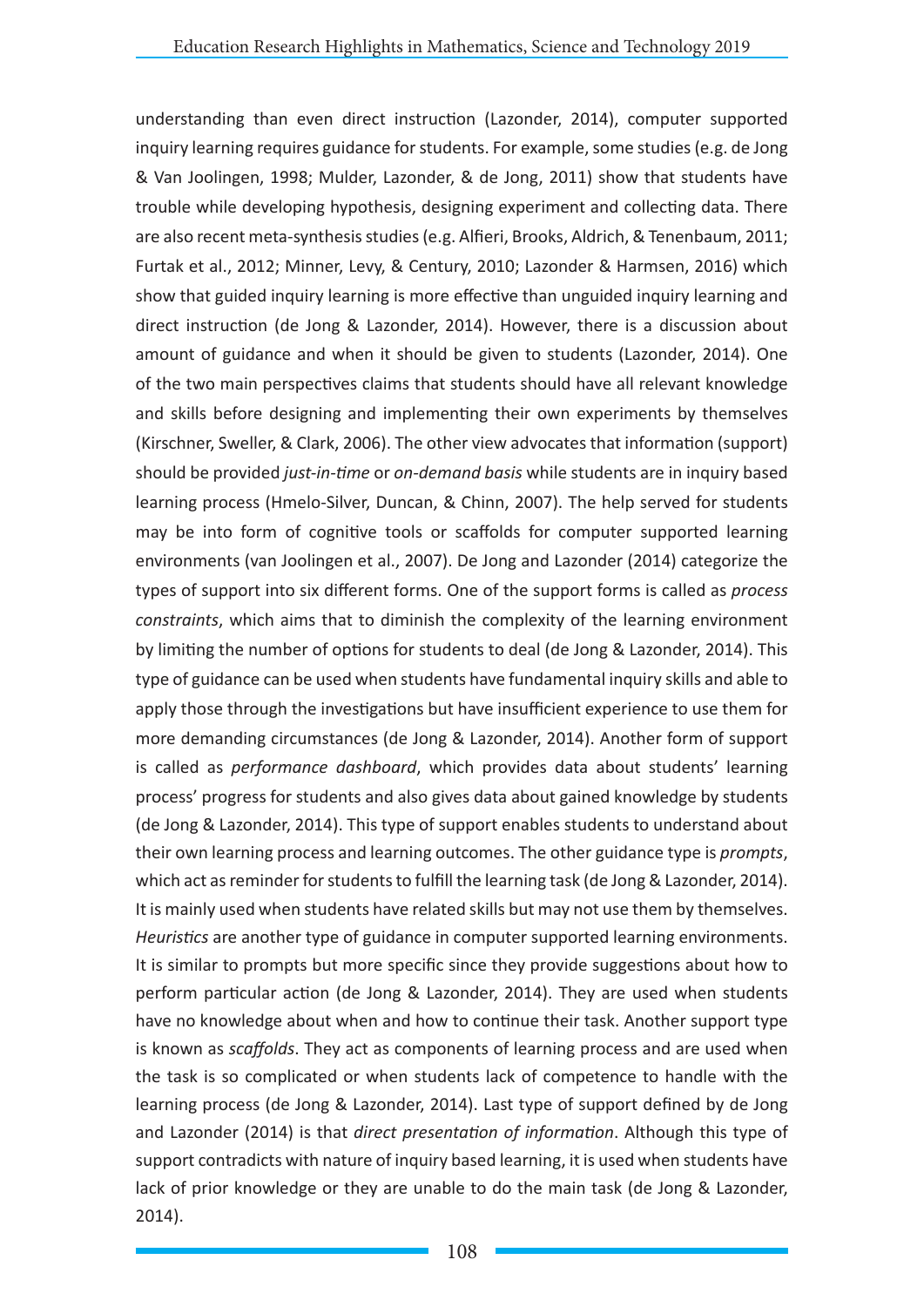understanding than even direct instruction (Lazonder, 2014), computer supported inquiry learning requires guidance for students. For example, some studies (e.g. de Jong & Van Joolingen, 1998; Mulder, Lazonder, & de Jong, 2011) show that students have trouble while developing hypothesis, designing experiment and collecting data. There are also recent meta-synthesis studies (e.g. Alfieri, Brooks, Aldrich, & Tenenbaum, 2011; Furtak et al., 2012; Minner, Levy, & Century, 2010; Lazonder & Harmsen, 2016) which show that guided inquiry learning is more effective than unguided inquiry learning and direct instruction (de Jong & Lazonder, 2014). However, there is a discussion about amount of guidance and when it should be given to students (Lazonder, 2014). One of the two main perspectives claims that students should have all relevant knowledge and skills before designing and implementing their own experiments by themselves (Kirschner, Sweller, & Clark, 2006). The other view advocates that information (support) should be provided *just-in-time* or *on-demand basis* while students are in inquiry based learning process (Hmelo-Silver, Duncan, & Chinn, 2007). The help served for students may be into form of cognitive tools or scaffolds for computer supported learning environments (van Joolingen et al., 2007). De Jong and Lazonder (2014) categorize the types of support into six different forms. One of the support forms is called as *process constraints*, which aims that to diminish the complexity of the learning environment by limiting the number of options for students to deal (de Jong & Lazonder, 2014). This type of guidance can be used when students have fundamental inquiry skills and able to apply those through the investigations but have insufficient experience to use them for more demanding circumstances (de Jong & Lazonder, 2014). Another form of support is called as *performance dashboard*, which provides data about students' learning process' progress for students and also gives data about gained knowledge by students (de Jong & Lazonder, 2014). This type of support enables students to understand about their own learning process and learning outcomes. The other guidance type is *prompts*, which act as reminder for students to fulfill the learning task (de Jong & Lazonder, 2014). It is mainly used when students have related skills but may not use them by themselves. *Heuristics* are another type of guidance in computer supported learning environments. It is similar to prompts but more specific since they provide suggestions about how to perform particular action (de Jong & Lazonder, 2014). They are used when students have no knowledge about when and how to continue their task. Another support type is known as *scaffolds*. They act as components of learning process and are used when the task is so complicated or when students lack of competence to handle with the learning process (de Jong & Lazonder, 2014). Last type of support defined by de Jong and Lazonder (2014) is that *direct presentation of information*. Although this type of support contradicts with nature of inquiry based learning, it is used when students have lack of prior knowledge or they are unable to do the main task (de Jong & Lazonder, 2014).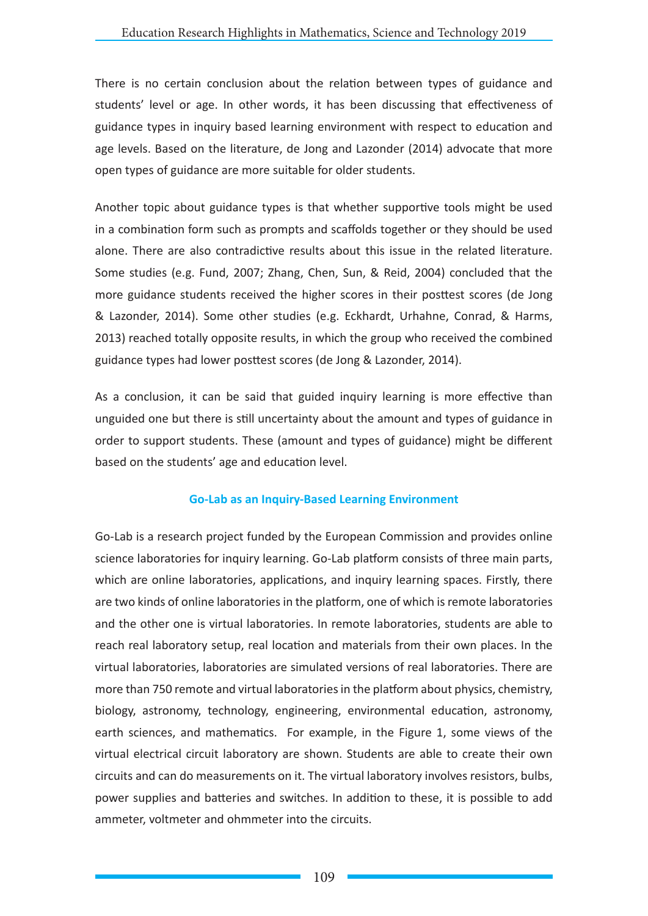There is no certain conclusion about the relation between types of guidance and students' level or age. In other words, it has been discussing that effectiveness of guidance types in inquiry based learning environment with respect to education and age levels. Based on the literature, de Jong and Lazonder (2014) advocate that more open types of guidance are more suitable for older students.

Another topic about guidance types is that whether supportive tools might be used in a combination form such as prompts and scaffolds together or they should be used alone. There are also contradictive results about this issue in the related literature. Some studies (e.g. Fund, 2007; Zhang, Chen, Sun, & Reid, 2004) concluded that the more guidance students received the higher scores in their posttest scores (de Jong & Lazonder, 2014). Some other studies (e.g. Eckhardt, Urhahne, Conrad, & Harms, 2013) reached totally opposite results, in which the group who received the combined guidance types had lower posttest scores (de Jong & Lazonder, 2014).

As a conclusion, it can be said that guided inquiry learning is more effective than unguided one but there is still uncertainty about the amount and types of guidance in order to support students. These (amount and types of guidance) might be different based on the students' age and education level.

## Go-Lab as an Inquiry-Based Learning Environment

Go-Lab is a research project funded by the European Commission and provides online science laboratories for inquiry learning. Go-Lab platform consists of three main parts, which are online laboratories, applications, and inquiry learning spaces. Firstly, there are two kinds of online laboratories in the platform, one of which is remote laboratories and the other one is virtual laboratories. In remote laboratories, students are able to reach real laboratory setup, real location and materials from their own places. In the virtual laboratories, laboratories are simulated versions of real laboratories. There are more than 750 remote and virtual laboratories in the platform about physics, chemistry, biology, astronomy, technology, engineering, environmental education, astronomy, earth sciences, and mathematics. For example, in the Figure 1, some views of the virtual electrical circuit laboratory are shown. Students are able to create their own circuits and can do measurements on it. The virtual laboratory involves resistors, bulbs, power supplies and batteries and switches. In addition to these, it is possible to add ammeter, voltmeter and ohmmeter into the circuits.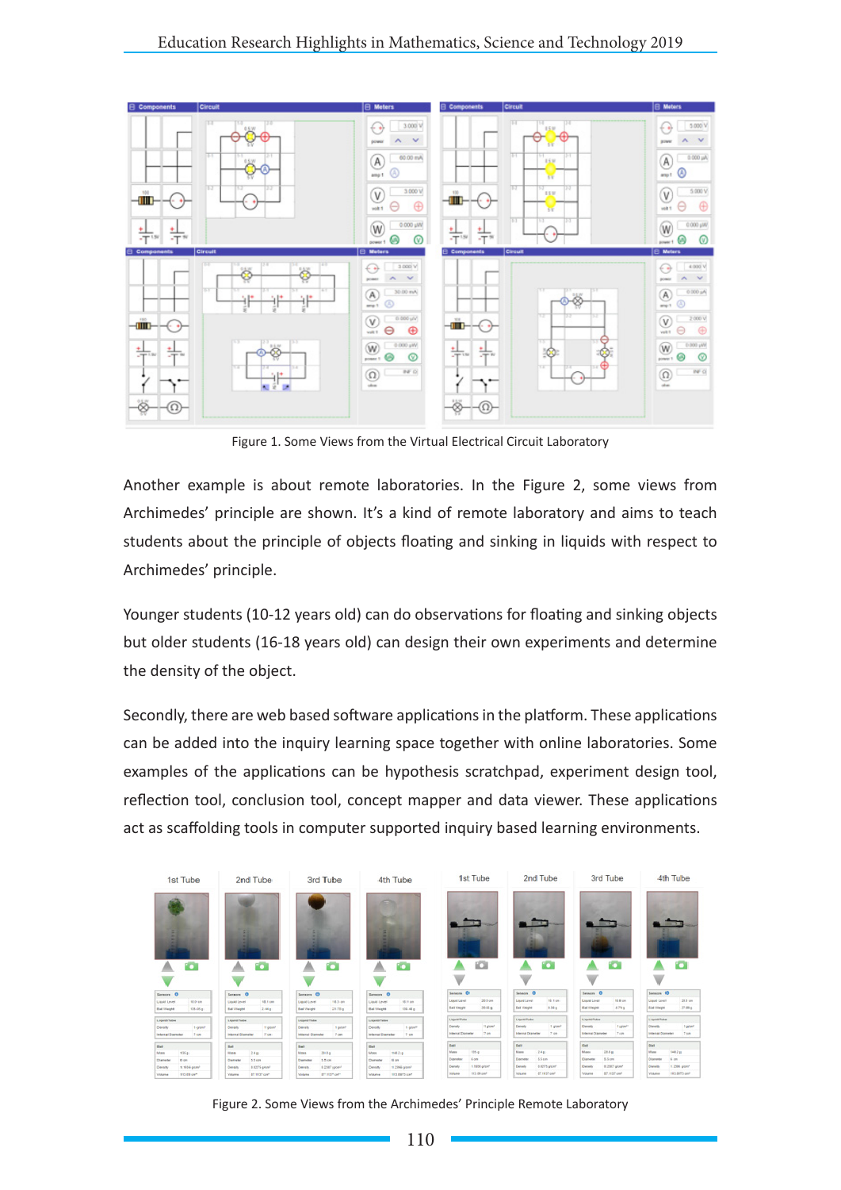Figure 1. Some Views from the Virtual Electrical Circuit Laboratory

Another example is about remote laboratories. In the Figure 2, some views from Archimedes' principle are shown. It's a kind of remote laboratory and aims to teach students about the principle of objects floating and sinking in liquids with respect to Archimedes' principle.

Younger students (10-12 years old) can do observations for floating and sinking objects but older students (16-18 years old) can design their own experiments and determine the density of the object.

Secondly, there are web based software applications in the platform. These applications can be added into the inquiry learning space together with online laboratories. Some examples of the applications can be hypothesis scratchpad, experiment design tool, reflection tool, conclusion tool, concept mapper and data viewer. These applications act as scaffolding tools in computer supported inquiry based learning environments.

Figure 2. Some Views from the Archimedes' Principle Remote Laboratory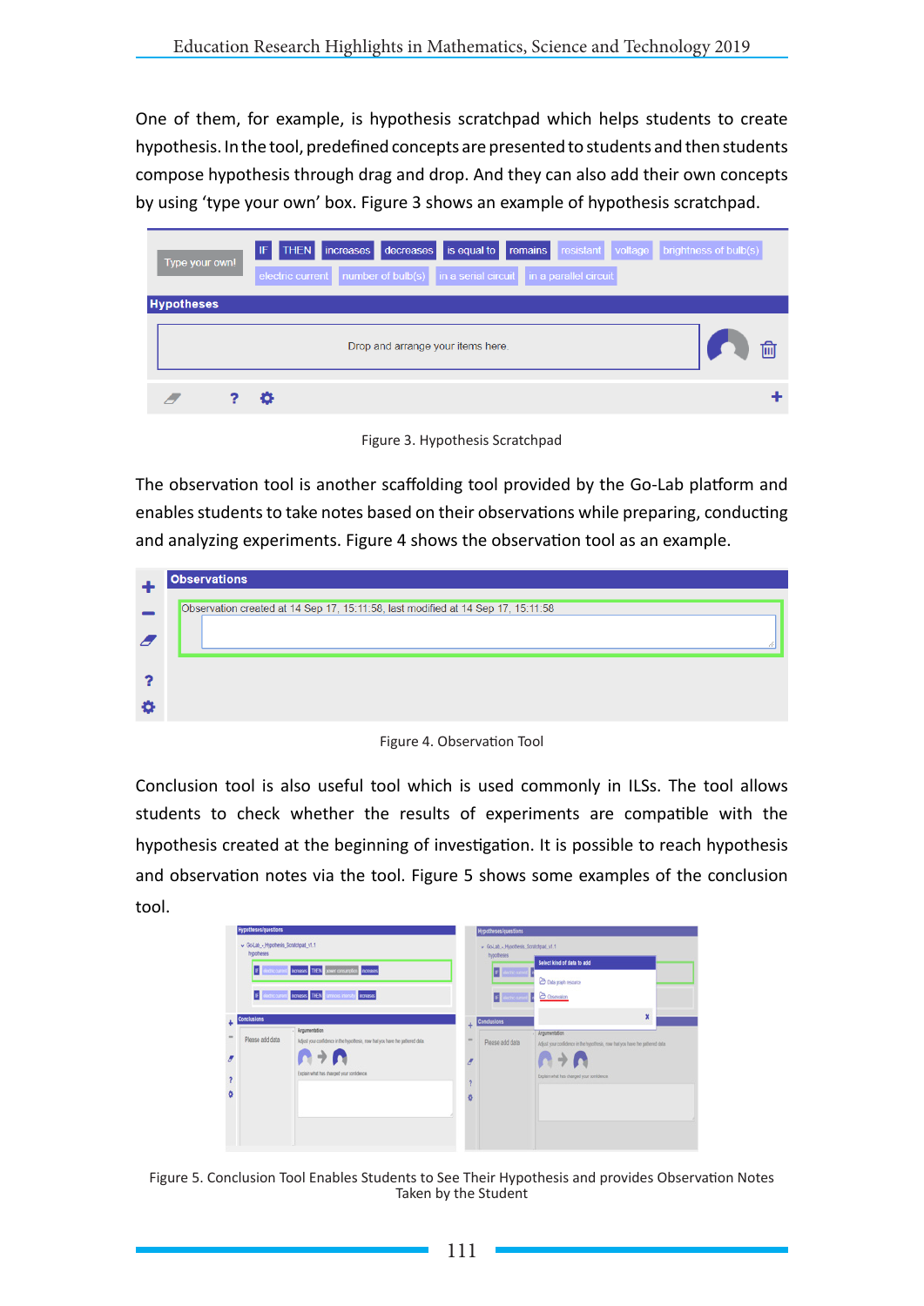One of them, for example, is hypothesis scratchpad which helps students to create hypothesis. In the tool, predefined concepts are presented to students and then students compose hypothesis through drag and drop. And they can also add their own concepts by using 'type your own' box. Figure 3 shows an example of hypothesis scratchpad.

Figure 3. Hypothesis Scratchpad

The observation tool is another scaffolding tool provided by the Go-Lab platform and enables students to take notes based on their observations while preparing, conducting and analyzing experiments. Figure 4 shows the observation tool as an example.

Figure 4. Observation Tool

Conclusion tool is also useful tool which is used commonly in ILSs. The tool allows students to check whether the results of experiments are compatible with the hypothesis created at the beginning of investigation. It is possible to reach hypothesis and observation notes via the tool. Figure 5 shows some examples of the conclusion tool.

Figure 5. Conclusion Tool Enables Students to See Their Hypothesis and provides Observation Notes Taken by the Student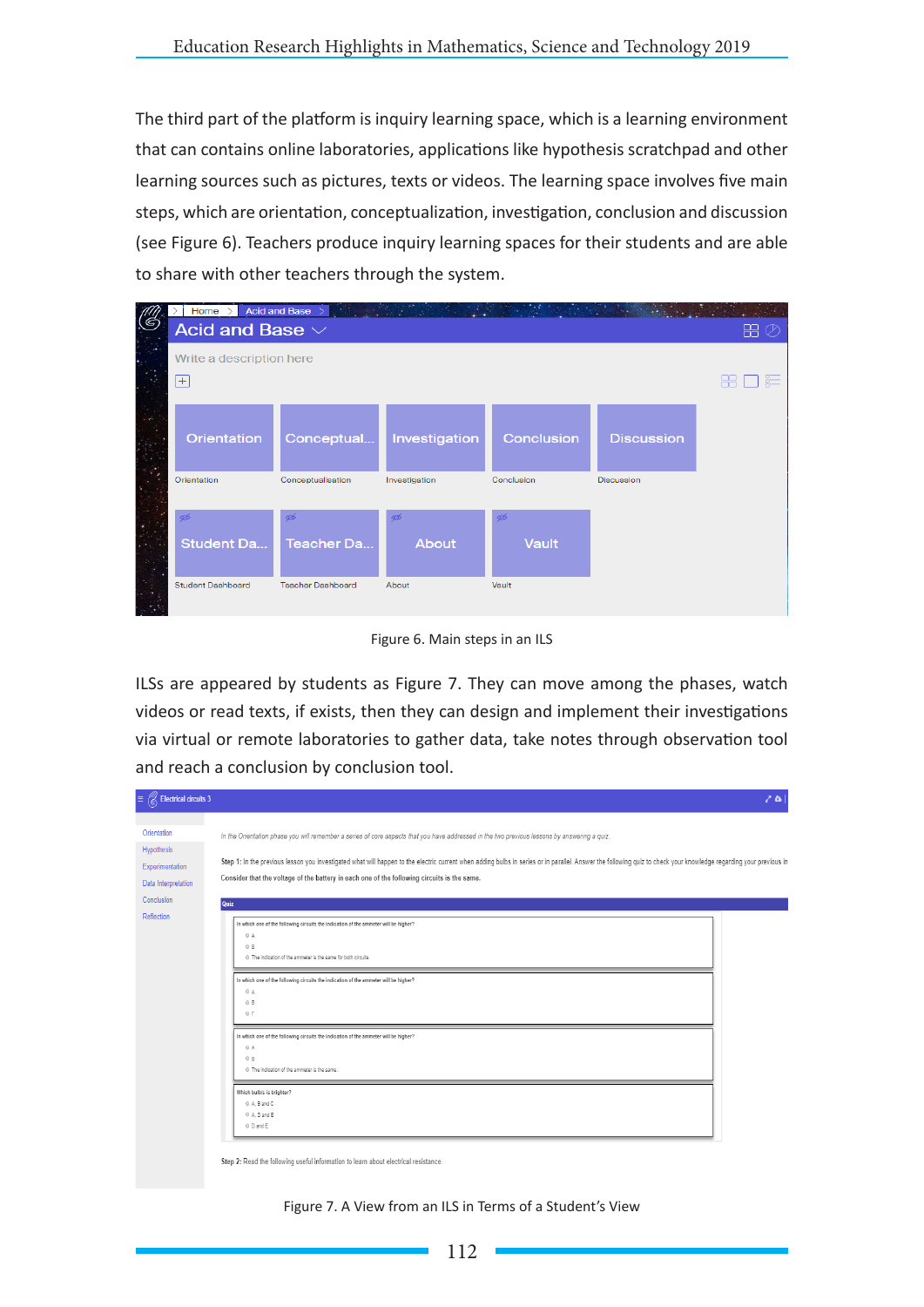The third part of the platform is inquiry learning space, which is a learning environment that can contains online laboratories, applications like hypothesis scratchpad and other learning sources such as pictures, texts or videos. The learning space involves five main steps, which are orientation, conceptualization, investigation, conclusion and discussion (see Figure 6). Teachers produce inquiry learning spaces for their students and are able to share with other teachers through the system.

Figure 6. Main steps in an ILS

ILSs are appeared by students as Figure 7. They can move among the phases, watch videos or read texts, if exists, then they can design and implement their investigations via virtual or remote laboratories to gather data, take notes through observation tool and reach a conclusion by conclusion tool.

Figure 7. A View from an ILS in Terms of a Student's View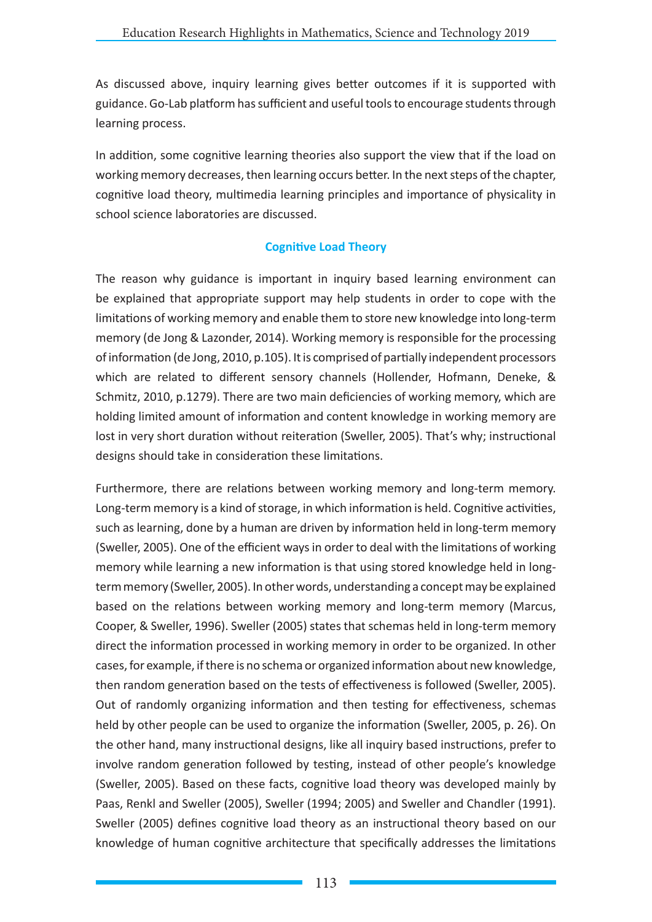As discussed above, inquiry learning gives better outcomes if it is supported with guidance. Go-Lab platform has sufficient and useful tools to encourage students through learning process.

In addition, some cognitive learning theories also support the view that if the load on working memory decreases, then learning occurs better. In the next steps of the chapter, cognitive load theory, multimedia learning principles and importance of physicality in school science laboratories are discussed.

## Cognitive Load Theory

The reason why guidance is important in inquiry based learning environment can be explained that appropriate support may help students in order to cope with the limitations of working memory and enable them to store new knowledge into long-term memory (de Jong & Lazonder, 2014). Working memory is responsible for the processing of information (de Jong, 2010, p.105). It is comprised of partially independent processors which are related to different sensory channels (Hollender, Hofmann, Deneke, & Schmitz, 2010, p.1279). There are two main deficiencies of working memory, which are holding limited amount of information and content knowledge in working memory are lost in very short duration without reiteration (Sweller, 2005). That's why; instructional designs should take in consideration these limitations.

Furthermore, there are relations between working memory and long-term memory. Long-term memory is a kind of storage, in which information is held. Cognitive activities, such as learning, done by a human are driven by information held in long-term memory (Sweller, 2005). One of the efficient ways in order to deal with the limitations of working memory while learning a new information is that using stored knowledge held in long-term memory (Sweller, 2005). In other words, understanding a concept may be explained based on the relations between working memory and long-term memory (Marcus, Cooper, & Sweller, 1996). Sweller (2005) states that schemas held in long-term memory direct the information processed in working memory in order to be organized. In other cases, for example, if there is no schema or organized information about new knowledge, then random generation based on the tests of effectiveness is followed (Sweller, 2005). Out of randomly organizing information and then testing for effectiveness, schemas held by other people can be used to organize the information (Sweller, 2005, p. 26). On the other hand, many instructional designs, like all inquiry based instructions, prefer to involve random generation followed by testing, instead of other people's knowledge (Sweller, 2005). Based on these facts, cognitive load theory was developed mainly by Paas, Renkl and Sweller (2005), Sweller (1994; 2005) and Sweller and Chandler (1991). Sweller (2005) defines cognitive load theory as an instructional theory based on our knowledge of human cognitive architecture that specifically addresses the limitations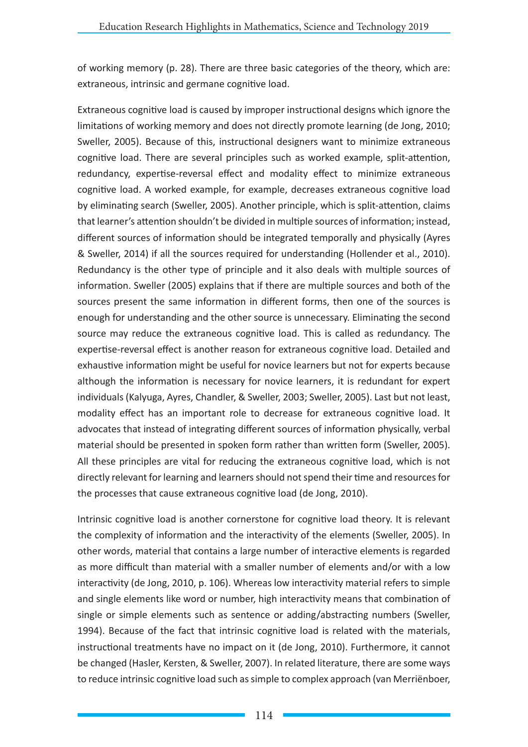of working memory (p. 28). There are three basic categories of the theory, which are: extraneous, intrinsic and germane cognitive load.

Extraneous cognitive load is caused by improper instructional designs which ignore the limitations of working memory and does not directly promote learning (de Jong, 2010; Sweller, 2005). Because of this, instructional designers want to minimize extraneous cognitive load. There are several principles such as worked example, split-attention, redundancy, expertise-reversal effect and modality effect to minimize extraneous cognitive load. A worked example, for example, decreases extraneous cognitive load by eliminating search (Sweller, 2005). Another principle, which is split-attention, claims that learner's attention shouldn't be divided in multiple sources of information; instead, different sources of information should be integrated temporally and physically (Ayres & Sweller, 2014) if all the sources required for understanding (Hollender et al., 2010). Redundancy is the other type of principle and it also deals with multiple sources of information. Sweller (2005) explains that if there are multiple sources and both of the sources present the same information in different forms, then one of the sources is enough for understanding and the other source is unnecessary. Eliminating the second source may reduce the extraneous cognitive load. This is called as redundancy. The expertise-reversal effect is another reason for extraneous cognitive load. Detailed and exhaustive information might be useful for novice learners but not for experts because although the information is necessary for novice learners, it is redundant for expert individuals (Kalyuga, Ayres, Chandler, & Sweller, 2003; Sweller, 2005). Last but not least, modality effect has an important role to decrease for extraneous cognitive load. It advocates that instead of integrating different sources of information physically, verbal material should be presented in spoken form rather than written form (Sweller, 2005). All these principles are vital for reducing the extraneous cognitive load, which is not directly relevant for learning and learners should not spend their time and resources for the processes that cause extraneous cognitive load (de Jong, 2010).

Intrinsic cognitive load is another cornerstone for cognitive load theory. It is relevant the complexity of information and the interactivity of the elements (Sweller, 2005). In other words, material that contains a large number of interactive elements is regarded as more difficult than material with a smaller number of elements and/or with a low interactivity (de Jong, 2010, p. 106). Whereas low interactivity material refers to simple and single elements like word or number, high interactivity means that combination of single or simple elements such as sentence or adding/abstracting numbers (Sweller, 1994). Because of the fact that intrinsic cognitive load is related with the materials, instructional treatments have no impact on it (de Jong, 2010). Furthermore, it cannot be changed (Hasler, Kersten, & Sweller, 2007). In related literature, there are some ways to reduce intrinsic cognitive load such as simple to complex approach (van Merriënboer,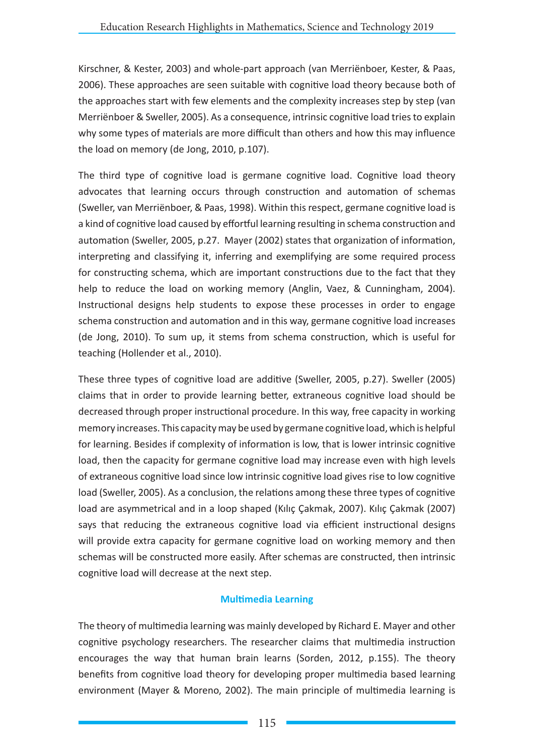Kirschner, & Kester, 2003) and whole-part approach (van Merriënboer, Kester, & Paas, 2006). These approaches are seen suitable with cognitive load theory because both of the approaches start with few elements and the complexity increases step by step (van Merriënboer & Sweller, 2005). As a consequence, intrinsic cognitive load tries to explain why some types of materials are more difficult than others and how this may influence the load on memory (de Jong, 2010, p.107).

The third type of cognitive load is germane cognitive load. Cognitive load theory advocates that learning occurs through construction and automation of schemas (Sweller, van Merriënboer, & Paas, 1998). Within this respect, germane cognitive load is a kind of cognitive load caused by effortful learning resulting in schema construction and automation (Sweller, 2005, p.27. Mayer (2002) states that organization of information, interpreting and classifying it, inferring and exemplifying are some required process for constructing schema, which are important constructions due to the fact that they help to reduce the load on working memory (Anglin, Vaez, & Cunningham, 2004). Instructional designs help students to expose these processes in order to engage schema construction and automation and in this way, germane cognitive load increases (de Jong, 2010). To sum up, it stems from schema construction, which is useful for teaching (Hollender et al., 2010).

These three types of cognitive load are additive (Sweller, 2005, p.27). Sweller (2005) claims that in order to provide learning better, extraneous cognitive load should be decreased through proper instructional procedure. In this way, free capacity in working memory increases. This capacity may be used by germane cognitive load, which is helpful for learning. Besides if complexity of information is low, that is lower intrinsic cognitive load, then the capacity for germane cognitive load may increase even with high levels of extraneous cognitive load since low intrinsic cognitive load gives rise to low cognitive load (Sweller, 2005). As a conclusion, the relations among these three types of cognitive load are asymmetrical and in a loop shaped (Kılıç Çakmak, 2007). Kılıç Çakmak (2007) says that reducing the extraneous cognitive load via efficient instructional designs will provide extra capacity for germane cognitive load on working memory and then schemas will be constructed more easily. After schemas are constructed, then intrinsic cognitive load will decrease at the next step.

## Multimedia Learning

The theory of multimedia learning was mainly developed by Richard E. Mayer and other cognitive psychology researchers. The researcher claims that multimedia instruction encourages the way that human brain learns (Sorden, 2012, p.155). The theory benefits from cognitive load theory for developing proper multimedia based learning environment (Mayer & Moreno, 2002). The main principle of multimedia learning is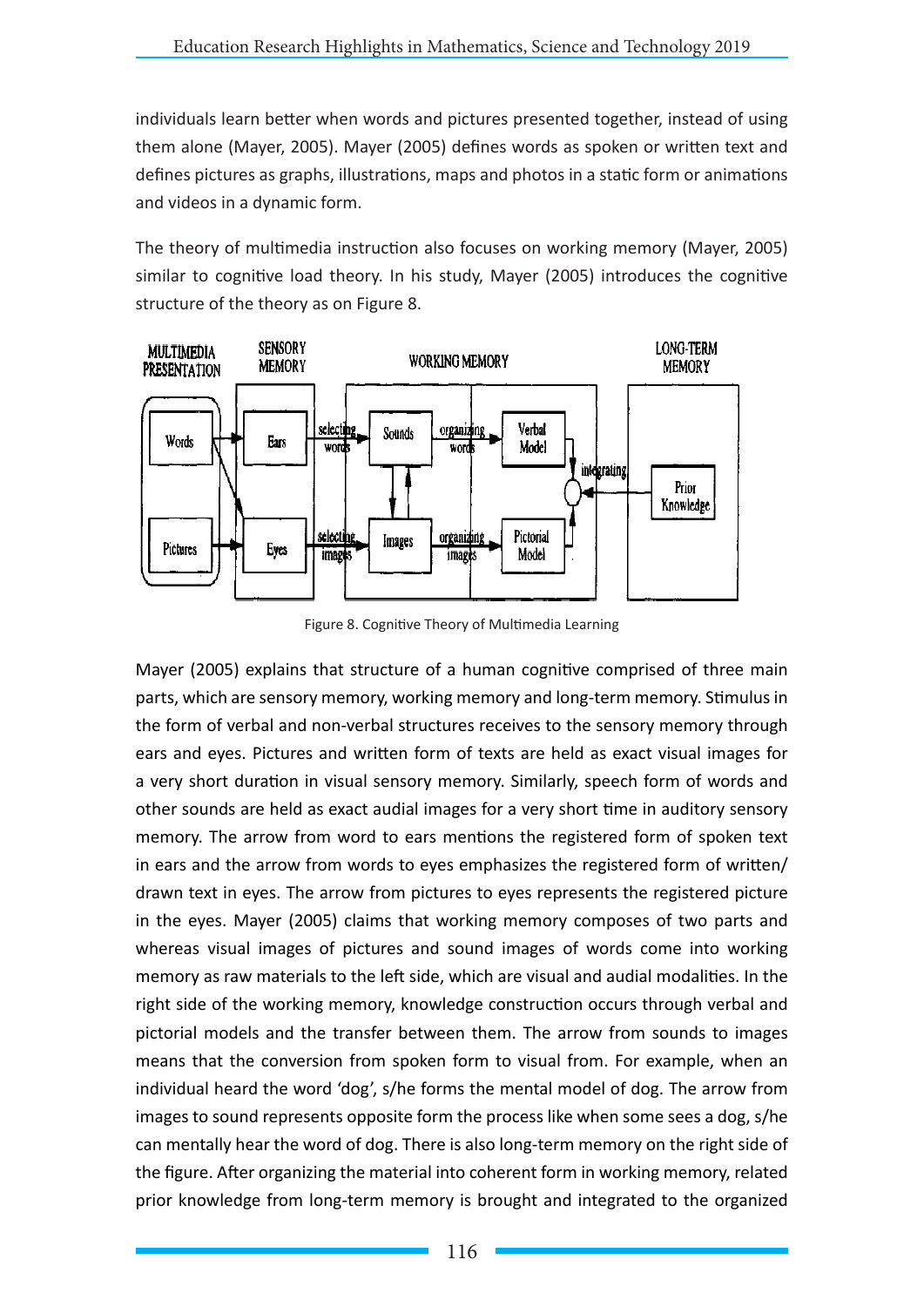individuals learn better when words and pictures presented together, instead of using them alone (Mayer, 2005). Mayer (2005) defines words as spoken or written text and defines pictures as graphs, illustrations, maps and photos in a static form or animations and videos in a dynamic form.

The theory of multimedia instruction also focuses on working memory (Mayer, 2005) similar to cognitive load theory. In his study, Mayer (2005) introduces the cognitive structure of the theory as on Figure 8.

Figure 8. Cognitive Theory of Multimedia Learning

Mayer (2005) explains that structure of a human cognitive comprised of three main parts, which are sensory memory, working memory and long-term memory. Stimulus in the form of verbal and non-verbal structures receives to the sensory memory through ears and eyes. Pictures and written form of texts are held as exact visual images for a very short duration in visual sensory memory. Similarly, speech form of words and other sounds are held as exact audial images for a very short time in auditory sensory memory. The arrow from word to ears mentions the registered form of spoken text in ears and the arrow from words to eyes emphasizes the registered form of written/drawn text in eyes. The arrow from pictures to eyes represents the registered picture in the eyes. Mayer (2005) claims that working memory composes of two parts and whereas visual images of pictures and sound images of words come into working memory as raw materials to the left side, which are visual and audial modalities. In the right side of the working memory, knowledge construction occurs through verbal and pictorial models and the transfer between them. The arrow from sounds to images means that the conversion from spoken form to visual from. For example, when an individual heard the word 'dog', s/he forms the mental model of dog. The arrow from images to sound represents opposite form the process like when some sees a dog, s/he can mentally hear the word of dog. There is also long-term memory on the right side of the figure. After organizing the material into coherent form in working memory, related prior knowledge from long-term memory is brought and integrated to the organized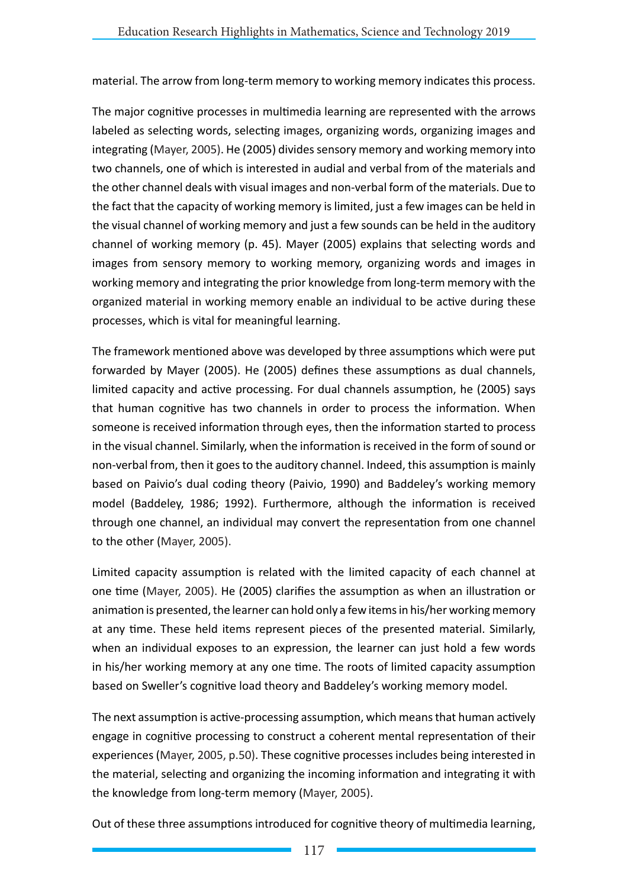material. The arrow from long-term memory to working memory indicates this process.

The major cognitive processes in multimedia learning are represented with the arrows labeled as selecting words, selecting images, organizing words, organizing images and integrating (Mayer, 2005). He (2005) divides sensory memory and working memory into two channels, one of which is interested in audial and verbal from of the materials and the other channel deals with visual images and non-verbal form of the materials. Due to the fact that the capacity of working memory is limited, just a few images can be held in the visual channel of working memory and just a few sounds can be held in the auditory channel of working memory (p. 45). Mayer (2005) explains that selecting words and images from sensory memory to working memory, organizing words and images in working memory and integrating the prior knowledge from long-term memory with the organized material in working memory enable an individual to be active during these processes, which is vital for meaningful learning.

The framework mentioned above was developed by three assumptions which were put forwarded by Mayer (2005). He (2005) defines these assumptions as dual channels, limited capacity and active processing. For dual channels assumption, he (2005) says that human cognitive has two channels in order to process the information. When someone is received information through eyes, then the information started to process in the visual channel. Similarly, when the information is received in the form of sound or non-verbal from, then it goes to the auditory channel. Indeed, this assumption is mainly based on Paivio's dual coding theory (Paivio, 1990) and Baddeley's working memory model (Baddeley, 1986; 1992). Furthermore, although the information is received through one channel, an individual may convert the representation from one channel to the other (Mayer, 2005).

Limited capacity assumption is related with the limited capacity of each channel at one time (Mayer, 2005). He (2005) clarifies the assumption as when an illustration or animation is presented, the learner can hold only a few items in his/her working memory at any time. These held items represent pieces of the presented material. Similarly, when an individual exposes to an expression, the learner can just hold a few words in his/her working memory at any one time. The roots of limited capacity assumption based on Sweller's cognitive load theory and Baddeley's working memory model.

The next assumption is active-processing assumption, which means that human actively engage in cognitive processing to construct a coherent mental representation of their experiences (Mayer, 2005, p.50). These cognitive processes includes being interested in the material, selecting and organizing the incoming information and integrating it with the knowledge from long-term memory (Mayer, 2005).

Out of these three assumptions introduced for cognitive theory of multimedia learning,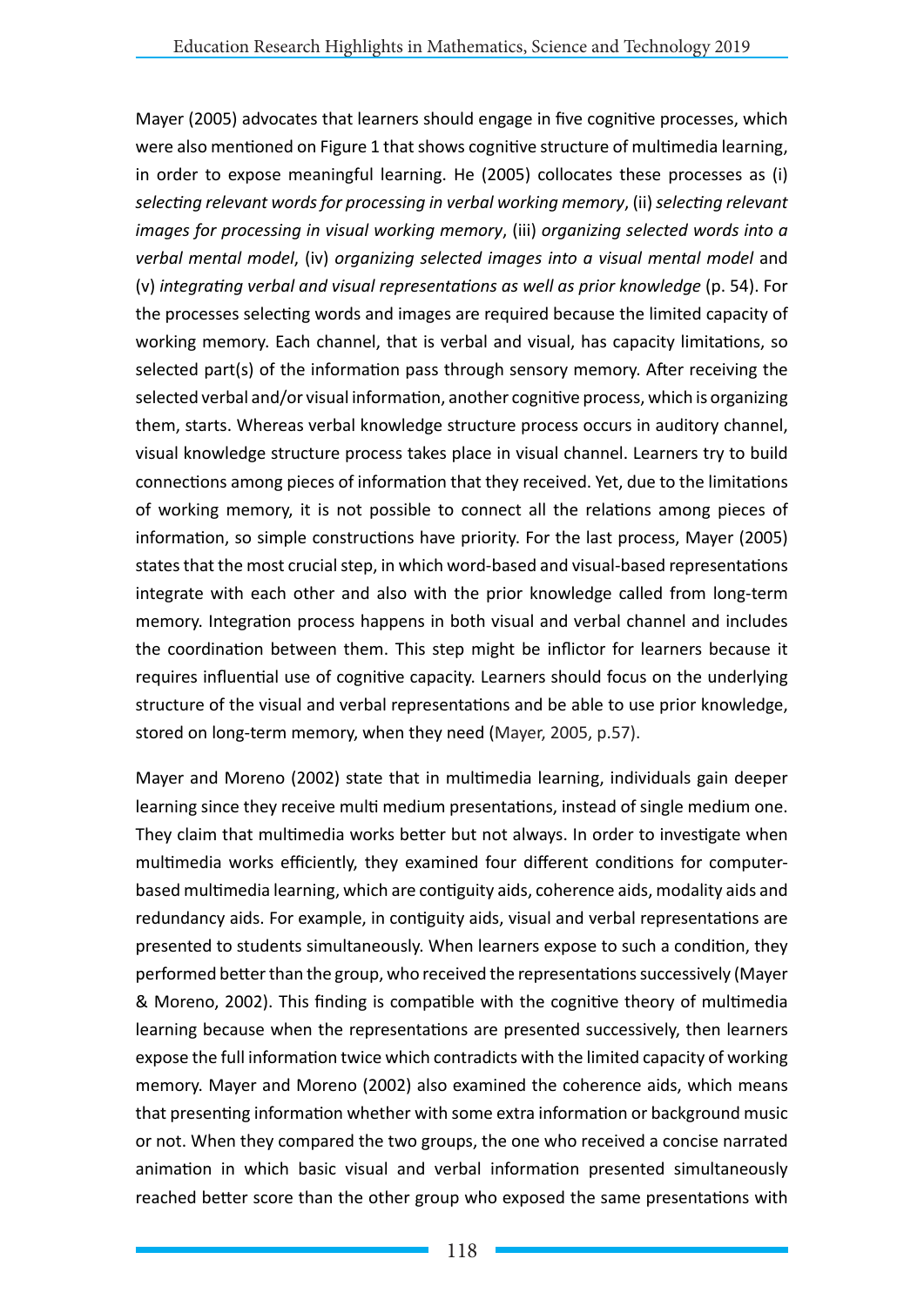Mayer (2005) advocates that learners should engage in five cognitive processes, which were also mentioned on Figure 1 that shows cognitive structure of multimedia learning, in order to expose meaningful learning. He (2005) collocates these processes as (i) *selecting relevant words for processing in verbal working memory*, (ii) *selecting relevant images for processing in visual working memory*, (iii) *organizing selected words into a verbal mental model*, (iv) *organizing selected images into a visual mental model* and (v) *integrating verbal and visual representations as well as prior knowledge* (p. 54). For the processes selecting words and images are required because the limited capacity of working memory. Each channel, that is verbal and visual, has capacity limitations, so selected part(s) of the information pass through sensory memory. After receiving the selected verbal and/or visual information, another cognitive process, which is organizing them, starts. Whereas verbal knowledge structure process occurs in auditory channel, visual knowledge structure process takes place in visual channel. Learners try to build connections among pieces of information that they received. Yet, due to the limitations of working memory, it is not possible to connect all the relations among pieces of information, so simple constructions have priority. For the last process, Mayer (2005) states that the most crucial step, in which word-based and visual-based representations integrate with each other and also with the prior knowledge called from long-term memory. Integration process happens in both visual and verbal channel and includes the coordination between them. This step might be inflictor for learners because it requires influential use of cognitive capacity. Learners should focus on the underlying structure of the visual and verbal representations and be able to use prior knowledge, stored on long-term memory, when they need (Mayer, 2005, p.57).

Mayer and Moreno (2002) state that in multimedia learning, individuals gain deeper learning since they receive multi medium presentations, instead of single medium one. They claim that multimedia works better but not always. In order to investigate when multimedia works efficiently, they examined four different conditions for computer-based multimedia learning, which are contiguity aids, coherence aids, modality aids and redundancy aids. For example, in contiguity aids, visual and verbal representations are presented to students simultaneously. When learners expose to such a condition, they performed better than the group, who received the representations successively (Mayer & Moreno, 2002). This finding is compatible with the cognitive theory of multimedia learning because when the representations are presented successively, then learners expose the full information twice which contradicts with the limited capacity of working memory. Mayer and Moreno (2002) also examined the coherence aids, which means that presenting information whether with some extra information or background music or not. When they compared the two groups, the one who received a concise narrated animation in which basic visual and verbal information presented simultaneously reached better score than the other group who exposed the same presentations with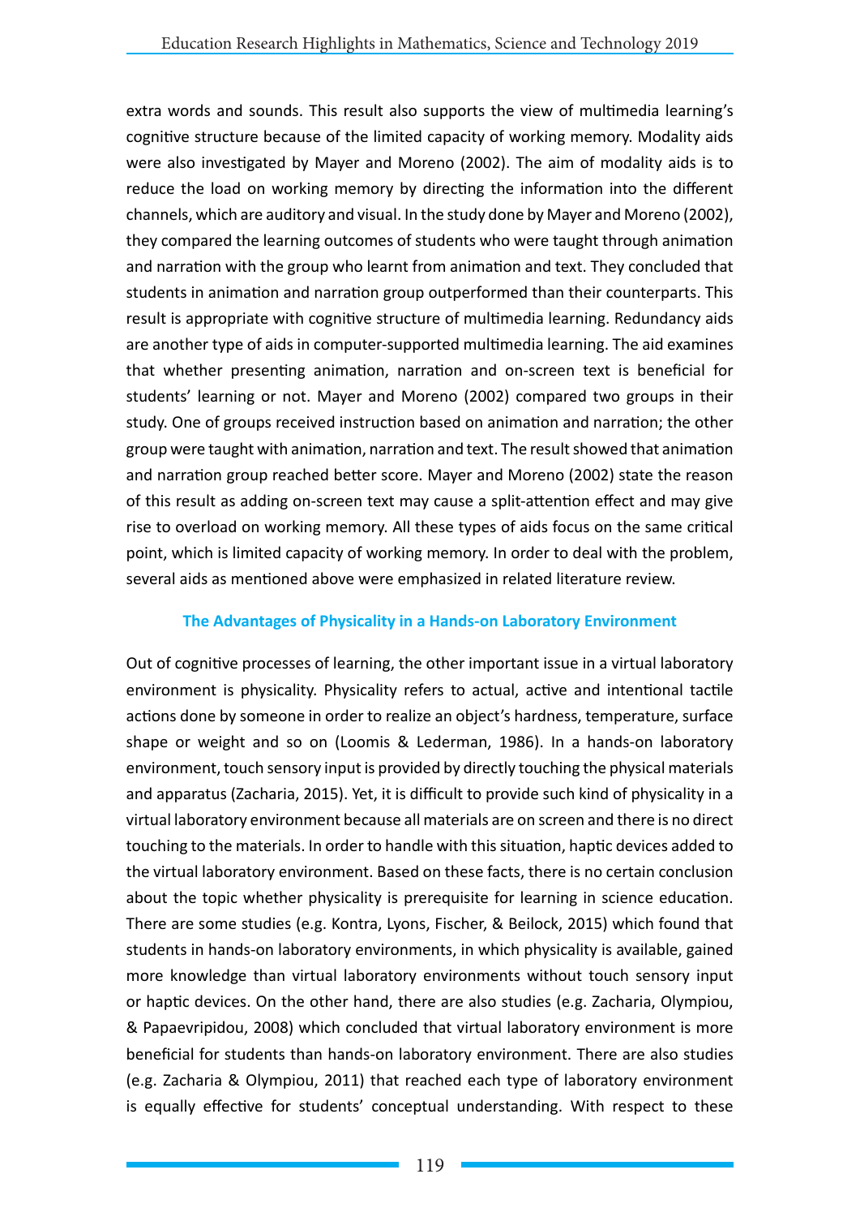extra words and sounds. This result also supports the view of multimedia learning's cognitive structure because of the limited capacity of working memory. Modality aids were also investigated by Mayer and Moreno (2002). The aim of modality aids is to reduce the load on working memory by directing the information into the different channels, which are auditory and visual. In the study done by Mayer and Moreno (2002), they compared the learning outcomes of students who were taught through animation and narration with the group who learnt from animation and text. They concluded that students in animation and narration group outperformed than their counterparts. This result is appropriate with cognitive structure of multimedia learning. Redundancy aids are another type of aids in computer-supported multimedia learning. The aid examines that whether presenting animation, narration and on-screen text is beneficial for students' learning or not. Mayer and Moreno (2002) compared two groups in their study. One of groups received instruction based on animation and narration; the other group were taught with animation, narration and text. The result showed that animation and narration group reached better score. Mayer and Moreno (2002) state the reason of this result as adding on-screen text may cause a split-attention effect and may give rise to overload on working memory. All these types of aids focus on the same critical point, which is limited capacity of working memory. In order to deal with the problem, several aids as mentioned above were emphasized in related literature review.

## The Advantages of Physicality in a Hands-on Laboratory Environment

Out of cognitive processes of learning, the other important issue in a virtual laboratory environment is physicality. Physicality refers to actual, active and intentional tactile actions done by someone in order to realize an object's hardness, temperature, surface shape or weight and so on (Loomis & Lederman, 1986). In a hands-on laboratory environment, touch sensory input is provided by directly touching the physical materials and apparatus (Zacharia, 2015). Yet, it is difficult to provide such kind of physicality in a virtual laboratory environment because all materials are on screen and there is no direct touching to the materials. In order to handle with this situation, haptic devices added to the virtual laboratory environment. Based on these facts, there is no certain conclusion about the topic whether physicality is prerequisite for learning in science education. There are some studies (e.g. Kontra, Lyons, Fischer, & Beilock, 2015) which found that students in hands-on laboratory environments, in which physicality is available, gained more knowledge than virtual laboratory environments without touch sensory input or haptic devices. On the other hand, there are also studies (e.g. Zacharia, Olympiou, & Papaevripidou, 2008) which concluded that virtual laboratory environment is more beneficial for students than hands-on laboratory environment. There are also studies (e.g. Zacharia & Olympiou, 2011) that reached each type of laboratory environment is equally effective for students' conceptual understanding. With respect to these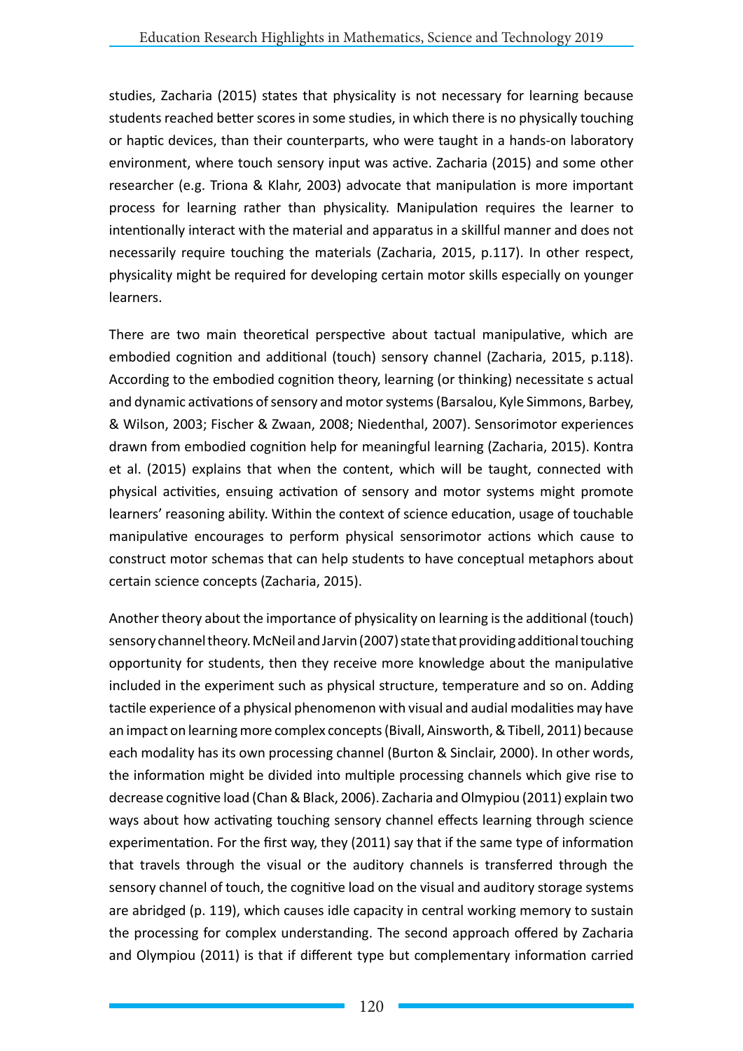studies, Zacharia (2015) states that physicality is not necessary for learning because students reached better scores in some studies, in which there is no physically touching or haptic devices, than their counterparts, who were taught in a hands-on laboratory environment, where touch sensory input was active. Zacharia (2015) and some other researcher (e.g. Triona & Klahr, 2003) advocate that manipulation is more important process for learning rather than physicality. Manipulation requires the learner to intentionally interact with the material and apparatus in a skillful manner and does not necessarily require touching the materials (Zacharia, 2015, p.117). In other respect, physicality might be required for developing certain motor skills especially on younger learners.

There are two main theoretical perspective about tactual manipulative, which are embodied cognition and additional (touch) sensory channel (Zacharia, 2015, p.118). According to the embodied cognition theory, learning (or thinking) necessitate s actual and dynamic activations of sensory and motor systems (Barsalou, Kyle Simmons, Barbey, & Wilson, 2003; Fischer & Zwaan, 2008; Niedenthal, 2007). Sensorimotor experiences drawn from embodied cognition help for meaningful learning (Zacharia, 2015). Kontra et al. (2015) explains that when the content, which will be taught, connected with physical activities, ensuing activation of sensory and motor systems might promote learners' reasoning ability. Within the context of science education, usage of touchable manipulative encourages to perform physical sensorimotor actions which cause to construct motor schemas that can help students to have conceptual metaphors about certain science concepts (Zacharia, 2015).

Another theory about the importance of physicality on learning is the additional (touch) sensory channel theory. McNeil and Jarvin (2007) state that providing additional touching opportunity for students, then they receive more knowledge about the manipulative included in the experiment such as physical structure, temperature and so on. Adding tactile experience of a physical phenomenon with visual and audial modalities may have an impact on learning more complex concepts (Bivall, Ainsworth, & Tibell, 2011) because each modality has its own processing channel (Burton & Sinclair, 2000). In other words, the information might be divided into multiple processing channels which give rise to decrease cognitive load (Chan & Black, 2006). Zacharia and Olmypiou (2011) explain two ways about how activating touching sensory channel effects learning through science experimentation. For the first way, they (2011) say that if the same type of information that travels through the visual or the auditory channels is transferred through the sensory channel of touch, the cognitive load on the visual and auditory storage systems are abridged (p. 119), which causes idle capacity in central working memory to sustain the processing for complex understanding. The second approach offered by Zacharia and Olympiou (2011) is that if different type but complementary information carried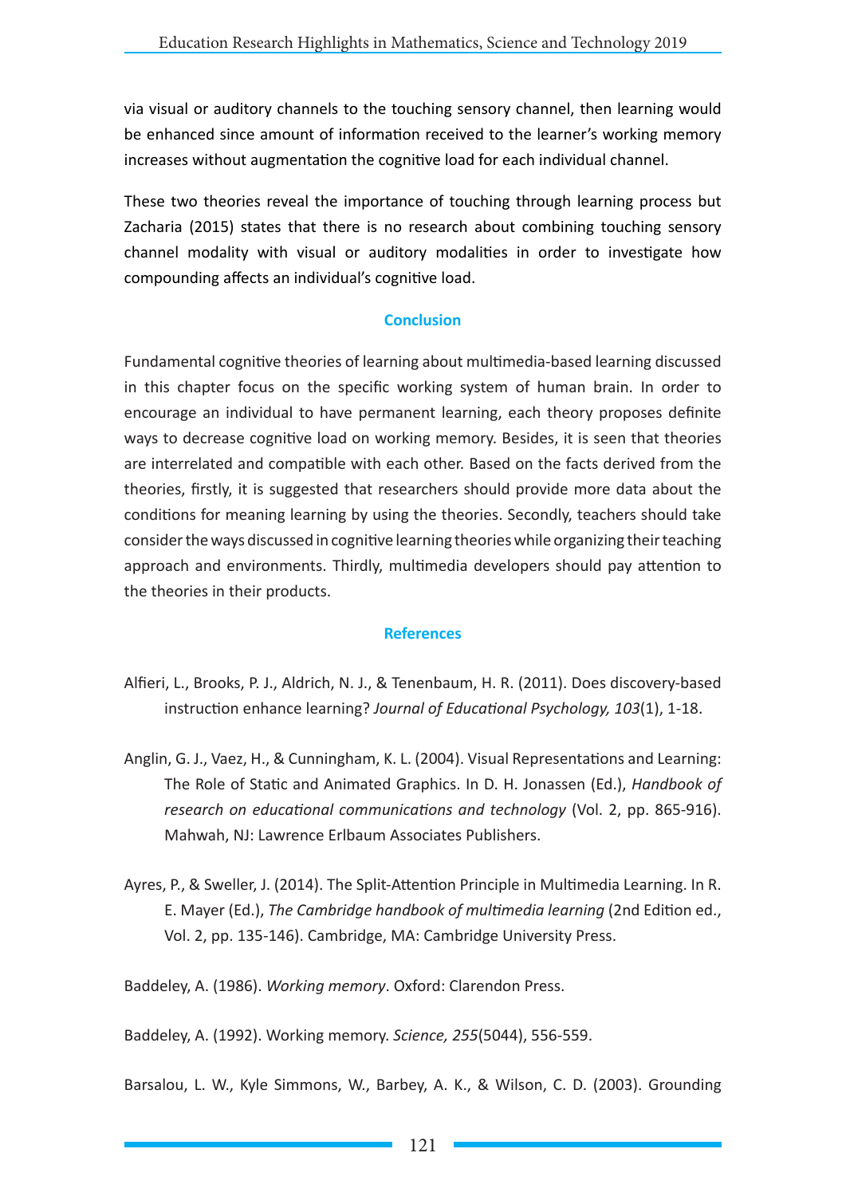via visual or auditory channels to the touching sensory channel, then learning would be enhanced since amount of information received to the learner's working memory increases without augmentation the cognitive load for each individual channel.

These two theories reveal the importance of touching through learning process but Zacharia (2015) states that there is no research about combining touching sensory channel modality with visual or auditory modalities in order to investigate how compounding affects an individual's cognitive load.

## Conclusion

Fundamental cognitive theories of learning about multimedia-based learning discussed in this chapter focus on the specific working system of human brain. In order to encourage an individual to have permanent learning, each theory proposes definite ways to decrease cognitive load on working memory. Besides, it is seen that theories are interrelated and compatible with each other. Based on the facts derived from the theories, firstly, it is suggested that researchers should provide more data about the conditions for meaning learning by using the theories. Secondly, teachers should take consider the ways discussed in cognitive learning theories while organizing their teaching approach and environments. Thirdly, multimedia developers should pay attention to the theories in their products.

## References

Alfieri, L., Brooks, P. J., Aldrich, N. J., & Tenenbaum, H. R. (2011). Does discovery-based instruction enhance learning? *Journal of Educational Psychology, 103*(1), 1-18.

Anglin, G. J., Vaez, H., & Cunningham, K. L. (2004). Visual Representations and Learning: The Role of Static and Animated Graphics. In D. H. Jonassen (Ed.), *Handbook of research on educational communications and technology* (Vol. 2, pp. 865-916). Mahwah, NJ: Lawrence Erlbaum Associates Publishers.

Ayres, P., & Sweller, J. (2014). The Split-Attention Principle in Multimedia Learning. In R. E. Mayer (Ed.), *The Cambridge handbook of multimedia learning* (2nd Edition ed., Vol. 2, pp. 135-146). Cambridge, MA: Cambridge University Press.

Baddeley, A. (1986). *Working memory*. Oxford: Clarendon Press.

Baddeley, A. (1992). Working memory. *Science, 255*(5044), 556-559.

Barsalou, L. W., Kyle Simmons, W., Barbey, A. K., & Wilson, C. D. (2003). Grounding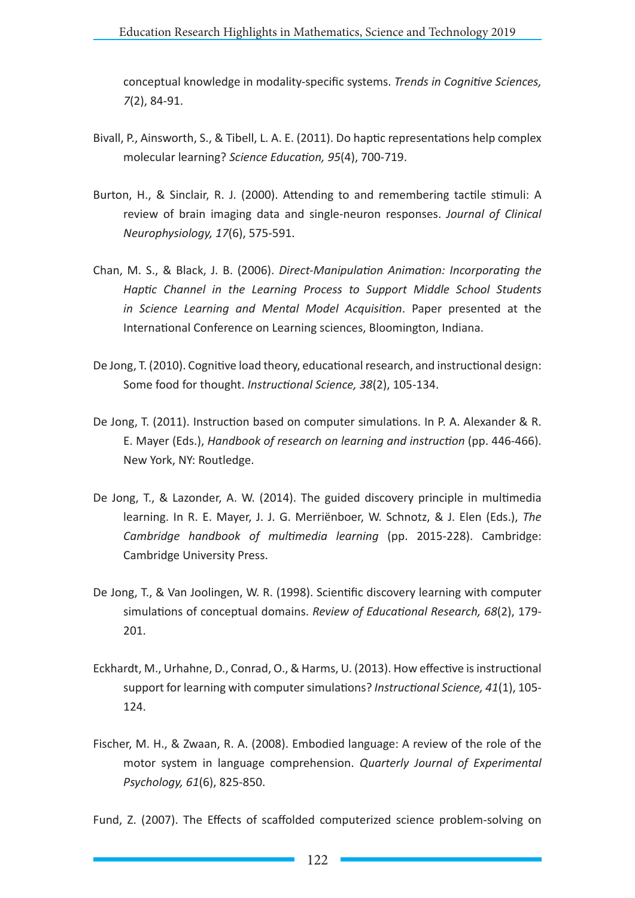conceptual knowledge in modality-specific systems. *Trends in Cognitive Sciences, 7*(2), 84-91.

Bivall, P., Ainsworth, S., & Tibell, L. A. E. (2011). Do haptic representations help complex molecular learning? *Science Education, 95*(4), 700-719.

Burton, H., & Sinclair, R. J. (2000). Attending to and remembering tactile stimuli: A review of brain imaging data and single-neuron responses. *Journal of Clinical Neurophysiology, 17*(6), 575-591.

Chan, M. S., & Black, J. B. (2006). *Direct-Manipulation Animation: Incorporating the Haptic Channel in the Learning Process to Support Middle School Students in Science Learning and Mental Model Acquisition*. Paper presented at the International Conference on Learning sciences, Bloomington, Indiana.

De Jong, T. (2010). Cognitive load theory, educational research, and instructional design: Some food for thought. *Instructional Science, 38*(2), 105-134.

De Jong, T. (2011). Instruction based on computer simulations. In P. A. Alexander & R. E. Mayer (Eds.), *Handbook of research on learning and instruction* (pp. 446-466). New York, NY: Routledge.

De Jong, T., & Lazonder, A. W. (2014). The guided discovery principle in multimedia learning. In R. E. Mayer, J. J. G. Merriënboer, W. Schnotz, & J. Elen (Eds.), *The Cambridge handbook of multimedia learning* (pp. 2015-228). Cambridge: Cambridge University Press.

De Jong, T., & Van Joolingen, W. R. (1998). Scientific discovery learning with computer simulations of conceptual domains. *Review of Educational Research, 68*(2), 179-201.

Eckhardt, M., Urhahne, D., Conrad, O., & Harms, U. (2013). How effective is instructional support for learning with computer simulations? *Instructional Science, 41*(1), 105-124.

Fischer, M. H., & Zwaan, R. A. (2008). Embodied language: A review of the role of the motor system in language comprehension. *Quarterly Journal of Experimental Psychology, 61*(6), 825-850.

Fund, Z. (2007). The Effects of scaffolded computerized science problem-solving on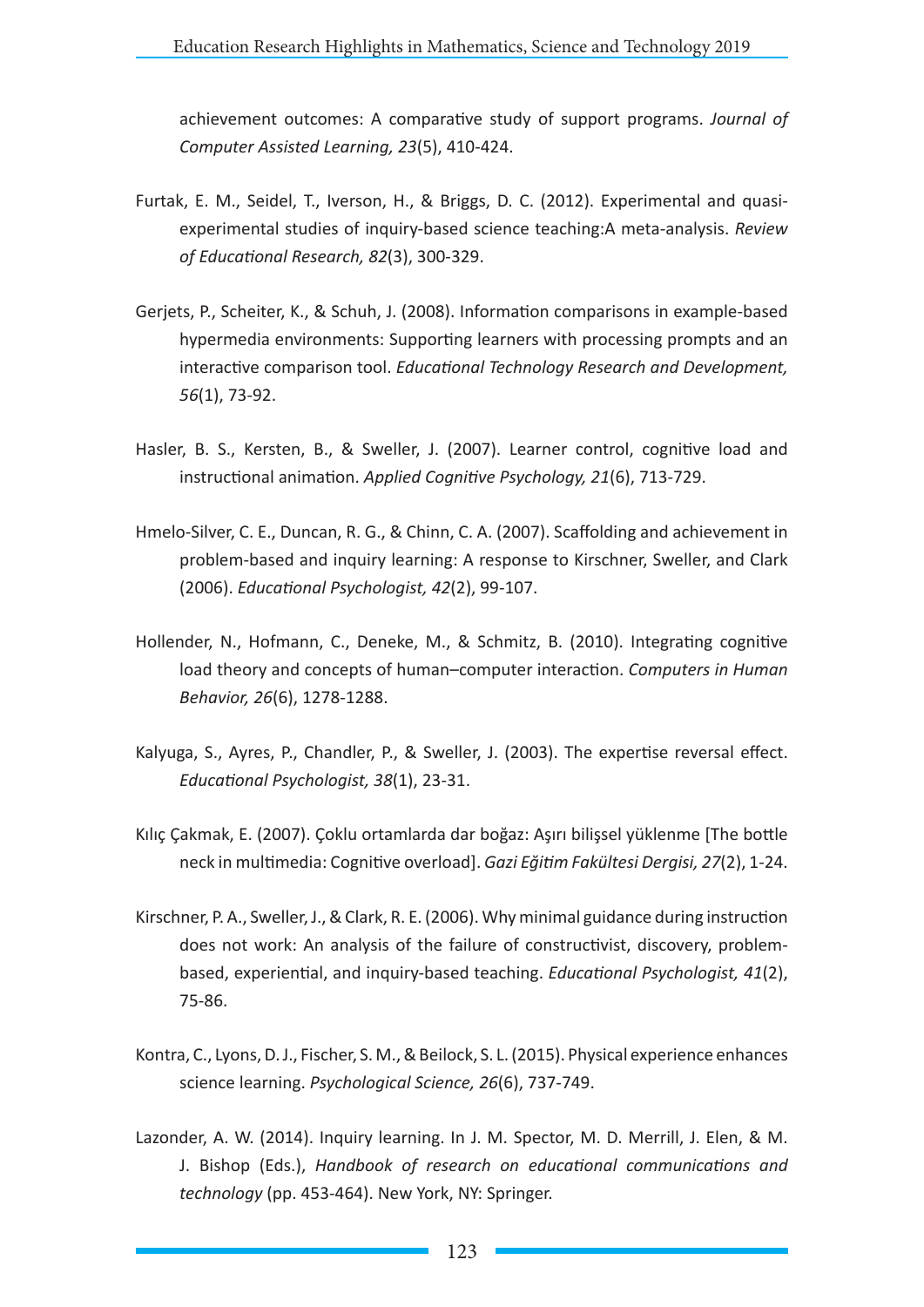achievement outcomes: A comparative study of support programs. *Journal of Computer Assisted Learning, 23*(5), 410-424.

Furtak, E. M., Seidel, T., Iverson, H., & Briggs, D. C. (2012). Experimental and quasi-experimental studies of inquiry-based science teaching:A meta-analysis. *Review of Educational Research, 82*(3), 300-329.

Gerjets, P., Scheiter, K., & Schuh, J. (2008). Information comparisons in example-based hypermedia environments: Supporting learners with processing prompts and an interactive comparison tool. *Educational Technology Research and Development, 56*(1), 73-92.

Hasler, B. S., Kersten, B., & Sweller, J. (2007). Learner control, cognitive load and instructional animation. *Applied Cognitive Psychology, 21*(6), 713-729.

Hmelo-Silver, C. E., Duncan, R. G., & Chinn, C. A. (2007). Scaffolding and achievement in problem-based and inquiry learning: A response to Kirschner, Sweller, and Clark (2006). *Educational Psychologist, 42*(2), 99-107.

Hollender, N., Hofmann, C., Deneke, M., & Schmitz, B. (2010). Integrating cognitive load theory and concepts of human–computer interaction. *Computers in Human Behavior, 26*(6), 1278-1288.

Kalyuga, S., Ayres, P., Chandler, P., & Sweller, J. (2003). The expertise reversal effect. *Educational Psychologist, 38*(1), 23-31.

Kılıç Çakmak, E. (2007). Çoklu ortamlarda dar boğaz: Aşırı bilişsel yüklenme [The bottle neck in multimedia: Cognitive overload]. *Gazi Eğitim Fakültesi Dergisi, 27*(2), 1-24.

Kirschner, P. A., Sweller, J., & Clark, R. E. (2006). Why minimal guidance during instruction does not work: An analysis of the failure of constructivist, discovery, problem-based, experiential, and inquiry-based teaching. *Educational Psychologist, 41*(2), 75-86.

Kontra, C., Lyons, D. J., Fischer, S. M., & Beilock, S. L. (2015). Physical experience enhances science learning. *Psychological Science, 26*(6), 737-749.

Lazonder, A. W. (2014). Inquiry learning. In J. M. Spector, M. D. Merrill, J. Elen, & M. J. Bishop (Eds.), *Handbook of research on educational communications and technology* (pp. 453-464). New York, NY: Springer.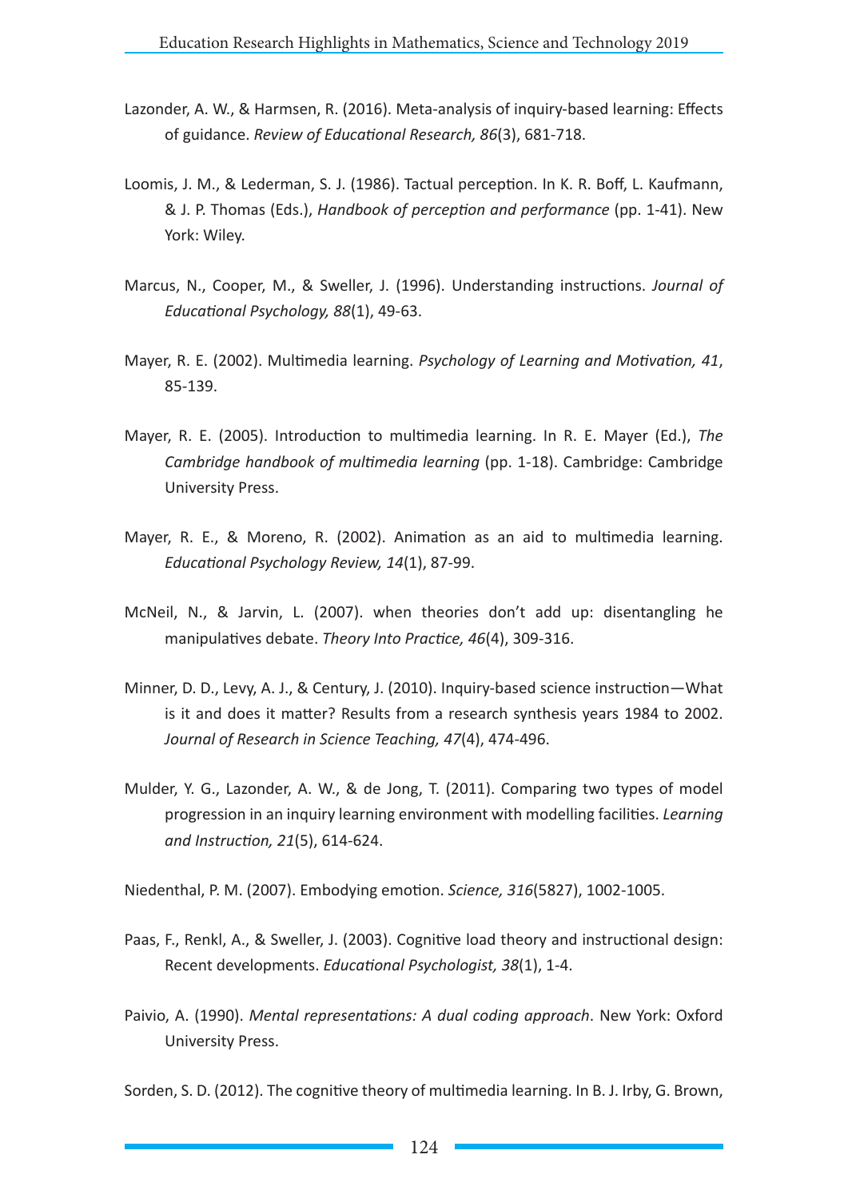Lazonder, A. W., & Harmsen, R. (2016). Meta-analysis of inquiry-based learning: Effects of guidance. *Review of Educational Research, 86*(3), 681-718.

Loomis, J. M., & Lederman, S. J. (1986). Tactual perception. In K. R. Boff, L. Kaufmann, & J. P. Thomas (Eds.), *Handbook of perception and performance* (pp. 1-41). New York: Wiley.

Marcus, N., Cooper, M., & Sweller, J. (1996). Understanding instructions. *Journal of Educational Psychology, 88*(1), 49-63.

Mayer, R. E. (2002). Multimedia learning. *Psychology of Learning and Motivation, 41*, 85-139.

Mayer, R. E. (2005). Introduction to multimedia learning. In R. E. Mayer (Ed.), *The Cambridge handbook of multimedia learning* (pp. 1-18). Cambridge: Cambridge University Press.

Mayer, R. E., & Moreno, R. (2002). Animation as an aid to multimedia learning. *Educational Psychology Review, 14*(1), 87-99.

McNeil, N., & Jarvin, L. (2007). when theories don't add up: disentangling he manipulatives debate. *Theory Into Practice, 46*(4), 309-316.

Minner, D. D., Levy, A. J., & Century, J. (2010). Inquiry-based science instruction—What is it and does it matter? Results from a research synthesis years 1984 to 2002. *Journal of Research in Science Teaching, 47*(4), 474-496.

Mulder, Y. G., Lazonder, A. W., & de Jong, T. (2011). Comparing two types of model progression in an inquiry learning environment with modelling facilities. *Learning and Instruction, 21*(5), 614-624.

Niedenthal, P. M. (2007). Embodying emotion. *Science, 316*(5827), 1002-1005.

Paas, F., Renkl, A., & Sweller, J. (2003). Cognitive load theory and instructional design: Recent developments. *Educational Psychologist, 38*(1), 1-4.

Paivio, A. (1990). *Mental representations: A dual coding approach*. New York: Oxford University Press.

Sorden, S. D. (2012). The cognitive theory of multimedia learning. In B. J. Irby, G. Brown,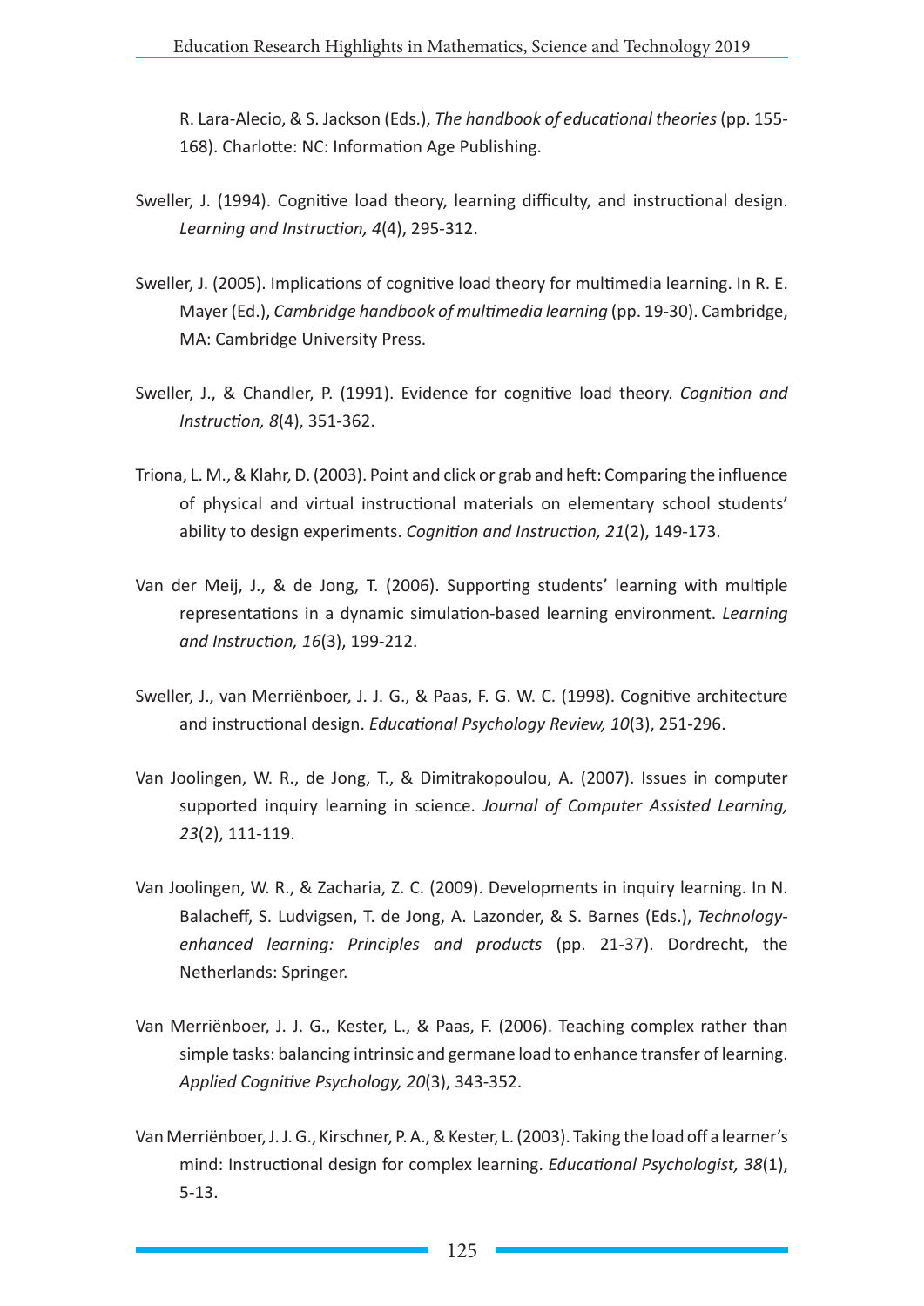R. Lara-Alecio, & S. Jackson (Eds.), *The handbook of educational theories* (pp. 155-168). Charlotte: NC: Information Age Publishing.

Sweller, J. (1994). Cognitive load theory, learning difficulty, and instructional design. *Learning and Instruction, 4*(4), 295-312.

Sweller, J. (2005). Implications of cognitive load theory for multimedia learning. In R. E. Mayer (Ed.), *Cambridge handbook of multimedia learning* (pp. 19-30). Cambridge, MA: Cambridge University Press.

Sweller, J., & Chandler, P. (1991). Evidence for cognitive load theory. *Cognition and Instruction, 8*(4), 351-362.

Triona, L. M., & Klahr, D. (2003). Point and click or grab and heft: Comparing the influence of physical and virtual instructional materials on elementary school students' ability to design experiments. *Cognition and Instruction, 21*(2), 149-173.

Van der Meij, J., & de Jong, T. (2006). Supporting students' learning with multiple representations in a dynamic simulation-based learning environment. *Learning and Instruction, 16*(3), 199-212.

Sweller, J., van Merriënboer, J. J. G., & Paas, F. G. W. C. (1998). Cognitive architecture and instructional design. *Educational Psychology Review, 10*(3), 251-296.

Van Joolingen, W. R., de Jong, T., & Dimitrakopoulou, A. (2007). Issues in computer supported inquiry learning in science. *Journal of Computer Assisted Learning, 23*(2), 111-119.

Van Joolingen, W. R., & Zacharia, Z. C. (2009). Developments in inquiry learning. In N. Balacheff, S. Ludvigsen, T. de Jong, A. Lazonder, & S. Barnes (Eds.), *Technology-enhanced learning: Principles and products* (pp. 21-37). Dordrecht, the Netherlands: Springer.

Van Merriënboer, J. J. G., Kester, L., & Paas, F. (2006). Teaching complex rather than simple tasks: balancing intrinsic and germane load to enhance transfer of learning. *Applied Cognitive Psychology, 20*(3), 343-352.

Van Merriënboer, J. J. G., Kirschner, P. A., & Kester, L. (2003). Taking the load off a learner's mind: Instructional design for complex learning. *Educational Psychologist, 38*(1), 5-13.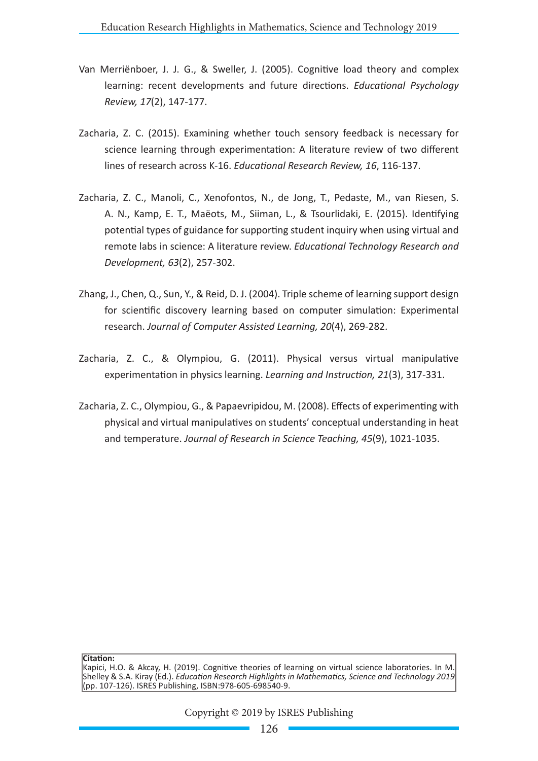Van Merriënboer, J. J. G., & Sweller, J. (2005). Cognitive load theory and complex learning: recent developments and future directions. *Educational Psychology Review, 17*(2), 147-177.

Zacharia, Z. C. (2015). Examining whether touch sensory feedback is necessary for science learning through experimentation: A literature review of two different lines of research across K-16. *Educational Research Review, 16*, 116-137.

Zacharia, Z. C., Manoli, C., Xenofontos, N., de Jong, T., Pedaste, M., van Riesen, S. A. N., Kamp, E. T., Maëots, M., Siiman, L., & Tsourlidaki, E. (2015). Identifying potential types of guidance for supporting student inquiry when using virtual and remote labs in science: A literature review. *Educational Technology Research and Development, 63*(2), 257-302.

Zhang, J., Chen, Q., Sun, Y., & Reid, D. J. (2004). Triple scheme of learning support design for scientific discovery learning based on computer simulation: Experimental research. *Journal of Computer Assisted Learning, 20*(4), 269-282.

Zacharia, Z. C., & Olympiou, G. (2011). Physical versus virtual manipulative experimentation in physics learning. *Learning and Instruction, 21*(3), 317-331.

Zacharia, Z. C., Olympiou, G., & Papaevripidou, M. (2008). Effects of experimenting with physical and virtual manipulatives on students' conceptual understanding in heat and temperature. *Journal of Research in Science Teaching, 45*(9), 1021-1035.

**Citation:**
Kapici, H.O. & Akcay, H. (2019). Cognitive theories of learning on virtual science laboratories. In M. Shelley & S.A. Kiray (Ed.). *Education Research Highlights in Mathematics, Science and Technology 2019* (pp. 107-126). ISRES Publishing, ISBN:978-605-698540-9.

Copyright © 2019 by ISRES Publishing